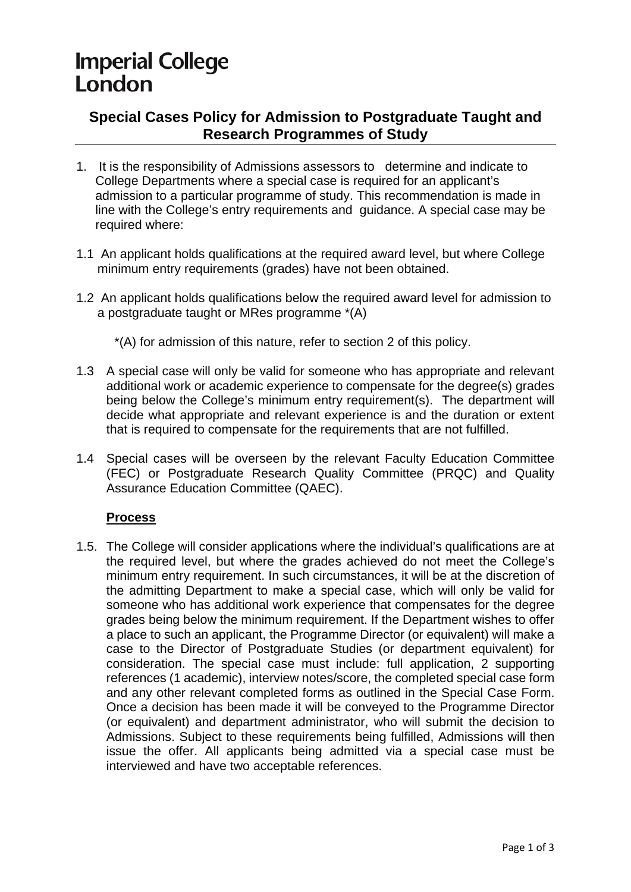# Imperial College London

## Special Cases Policy for Admission to Postgraduate Taught and Research Programmes of Study

1. It is the responsibility of Admissions assessors to determine and indicate to College Departments where a special case is required for an applicant's admission to a particular programme of study. This recommendation is made in line with the College's entry requirements and guidance. A special case may be required where:

1.1 An applicant holds qualifications at the required award level, but where College minimum entry requirements (grades) have not been obtained.

1.2 An applicant holds qualifications below the required award level for admission to a postgraduate taught or MRes programme *(A)

*(A) for admission of this nature, refer to section 2 of this policy.

1.3 A special case will only be valid for someone who has appropriate and relevant additional work or academic experience to compensate for the degree(s) grades being below the College's minimum entry requirement(s). The department will decide what appropriate and relevant experience is and the duration or extent that is required to compensate for the requirements that are not fulfilled.

1.4 Special cases will be overseen by the relevant Faculty Education Committee (FEC) or Postgraduate Research Quality Committee (PRQC) and Quality Assurance Education Committee (QAEC).

**Process**

1.5. The College will consider applications where the individual's qualifications are at the required level, but where the grades achieved do not meet the College's minimum entry requirement. In such circumstances, it will be at the discretion of the admitting Department to make a special case, which will only be valid for someone who has additional work experience that compensates for the degree grades being below the minimum requirement. If the Department wishes to offer a place to such an applicant, the Programme Director (or equivalent) will make a case to the Director of Postgraduate Studies (or department equivalent) for consideration. The special case must include: full application, 2 supporting references (1 academic), interview notes/score, the completed special case form and any other relevant completed forms as outlined in the Special Case Form. Once a decision has been made it will be conveyed to the Programme Director (or equivalent) and department administrator, who will submit the decision to Admissions. Subject to these requirements being fulfilled, Admissions will then issue the offer. All applicants being admitted via a special case must be interviewed and have two acceptable references.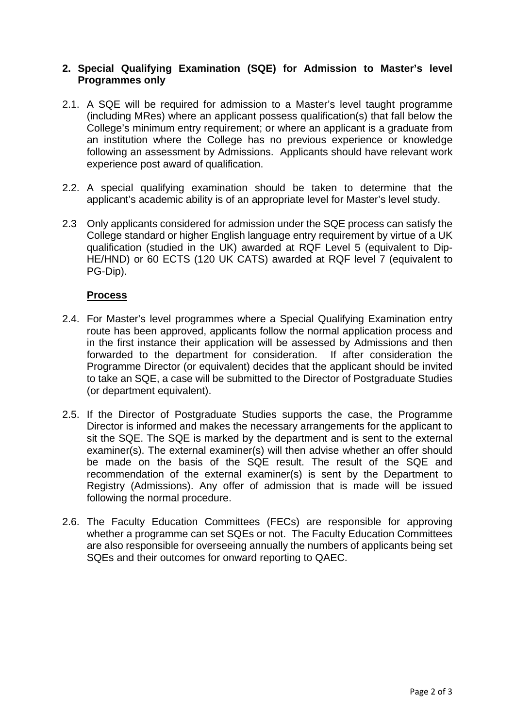## 2. Special Qualifying Examination (SQE) for Admission to Master's level Programmes only

2.1. A SQE will be required for admission to a Master's level taught programme (including MRes) where an applicant possess qualification(s) that fall below the College's minimum entry requirement; or where an applicant is a graduate from an institution where the College has no previous experience or knowledge following an assessment by Admissions. Applicants should have relevant work experience post award of qualification.

2.2. A special qualifying examination should be taken to determine that the applicant's academic ability is of an appropriate level for Master's level study.

2.3 Only applicants considered for admission under the SQE process can satisfy the College standard or higher English language entry requirement by virtue of a UK qualification (studied in the UK) awarded at RQF Level 5 (equivalent to Dip-HE/HND) or 60 ECTS (120 UK CATS) awarded at RQF level 7 (equivalent to PG-Dip).

**Process**

2.4. For Master's level programmes where a Special Qualifying Examination entry route has been approved, applicants follow the normal application process and in the first instance their application will be assessed by Admissions and then forwarded to the department for consideration. If after consideration the Programme Director (or equivalent) decides that the applicant should be invited to take an SQE, a case will be submitted to the Director of Postgraduate Studies (or department equivalent).

2.5. If the Director of Postgraduate Studies supports the case, the Programme Director is informed and makes the necessary arrangements for the applicant to sit the SQE. The SQE is marked by the department and is sent to the external examiner(s). The external examiner(s) will then advise whether an offer should be made on the basis of the SQE result. The result of the SQE and recommendation of the external examiner(s) is sent by the Department to Registry (Admissions). Any offer of admission that is made will be issued following the normal procedure.

2.6. The Faculty Education Committees (FECs) are responsible for approving whether a programme can set SQEs or not. The Faculty Education Committees are also responsible for overseeing annually the numbers of applicants being set SQEs and their outcomes for onward reporting to QAEC.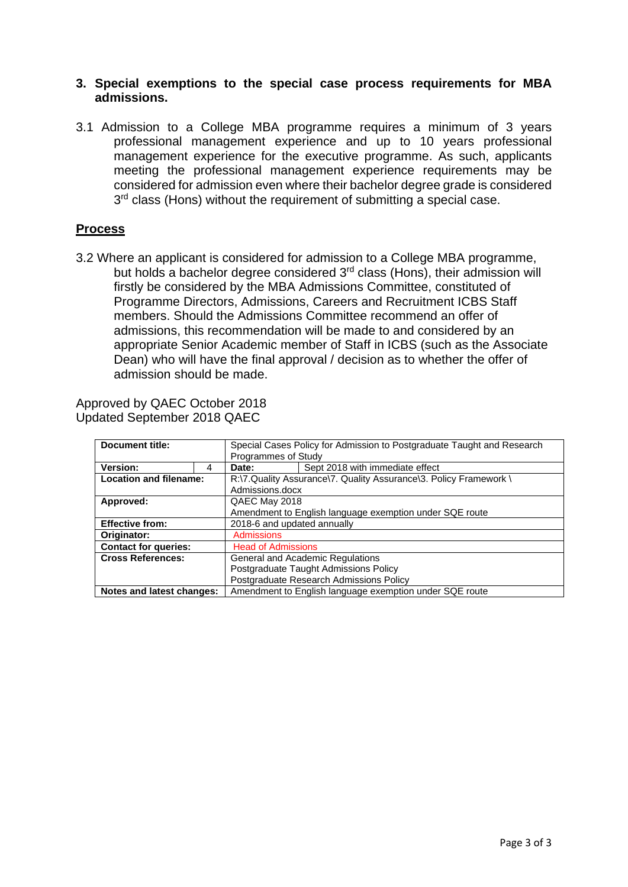### 3. Special exemptions to the special case process requirements for MBA admissions.

3.1 Admission to a College MBA programme requires a minimum of 3 years professional management experience and up to 10 years professional management experience for the executive programme. As such, applicants meeting the professional management experience requirements may be considered for admission even where their bachelor degree grade is considered 3rd class (Hons) without the requirement of submitting a special case.

**Process**

3.2 Where an applicant is considered for admission to a College MBA programme, but holds a bachelor degree considered 3rd class (Hons), their admission will firstly be considered by the MBA Admissions Committee, constituted of Programme Directors, Admissions, Careers and Recruitment ICBS Staff members. Should the Admissions Committee recommend an offer of admissions, this recommendation will be made to and considered by an appropriate Senior Academic member of Staff in ICBS (such as the Associate Dean) who will have the final approval / decision as to whether the offer of admission should be made.

Approved by QAEC October 2018
Updated September 2018 QAEC

| | | | |
|---|---|---|---|
| **Document title:** | | Special Cases Policy for Admission to Postgraduate Taught and Research Programmes of Study | |
| **Version:** | 4 | **Date:** | Sept 2018 with immediate effect |
| **Location and filename:** | | R:\7.Quality Assurance\7. Quality Assurance\3. Policy Framework \ Admissions.docx | |
| **Approved:** | | QAEC May 2018<br>Amendment to English language exemption under SQE route | |
| **Effective from:** | | 2018-6 and updated annually | |
| **Originator:** | | Admissions | |
| **Contact for queries:** | | Head of Admissions | |
| **Cross References:** | | General and Academic Regulations<br>Postgraduate Taught Admissions Policy<br>Postgraduate Research Admissions Policy | |
| **Notes and latest changes:** | | Amendment to English language exemption under SQE route | |